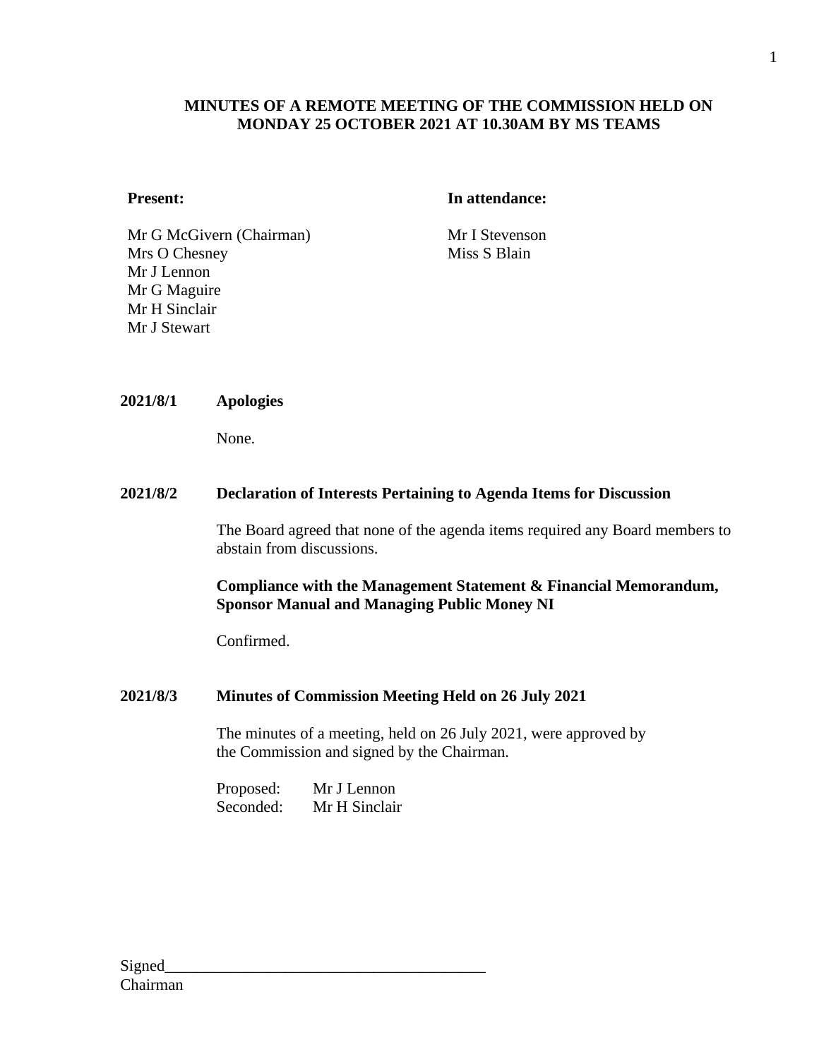**MINUTES OF A REMOTE MEETING OF THE COMMISSION HELD ON MONDAY 25 OCTOBER 2021 AT 10.30AM BY MS TEAMS**

| **Present:** | **In attendance:** |
|---|---|
| Mr G McGivern (Chairman) | Mr I Stevenson |
| Mrs O Chesney | Miss S Blain |
| Mr J Lennon | |
| Mr G Maguire | |
| Mr H Sinclair | |
| Mr J Stewart | |

**2021/8/1 Apologies**

None.

**2021/8/2 Declaration of Interests Pertaining to Agenda Items for Discussion**

The Board agreed that none of the agenda items required any Board members to abstain from discussions.

**Compliance with the Management Statement & Financial Memorandum, Sponsor Manual and Managing Public Money NI**

Confirmed.

**2021/8/3 Minutes of Commission Meeting Held on 26 July 2021**

The minutes of a meeting, held on 26 July 2021, were approved by the Commission and signed by the Chairman.

Proposed: Mr J Lennon
Seconded: Mr H Sinclair

Signed_______________________________________
Chairman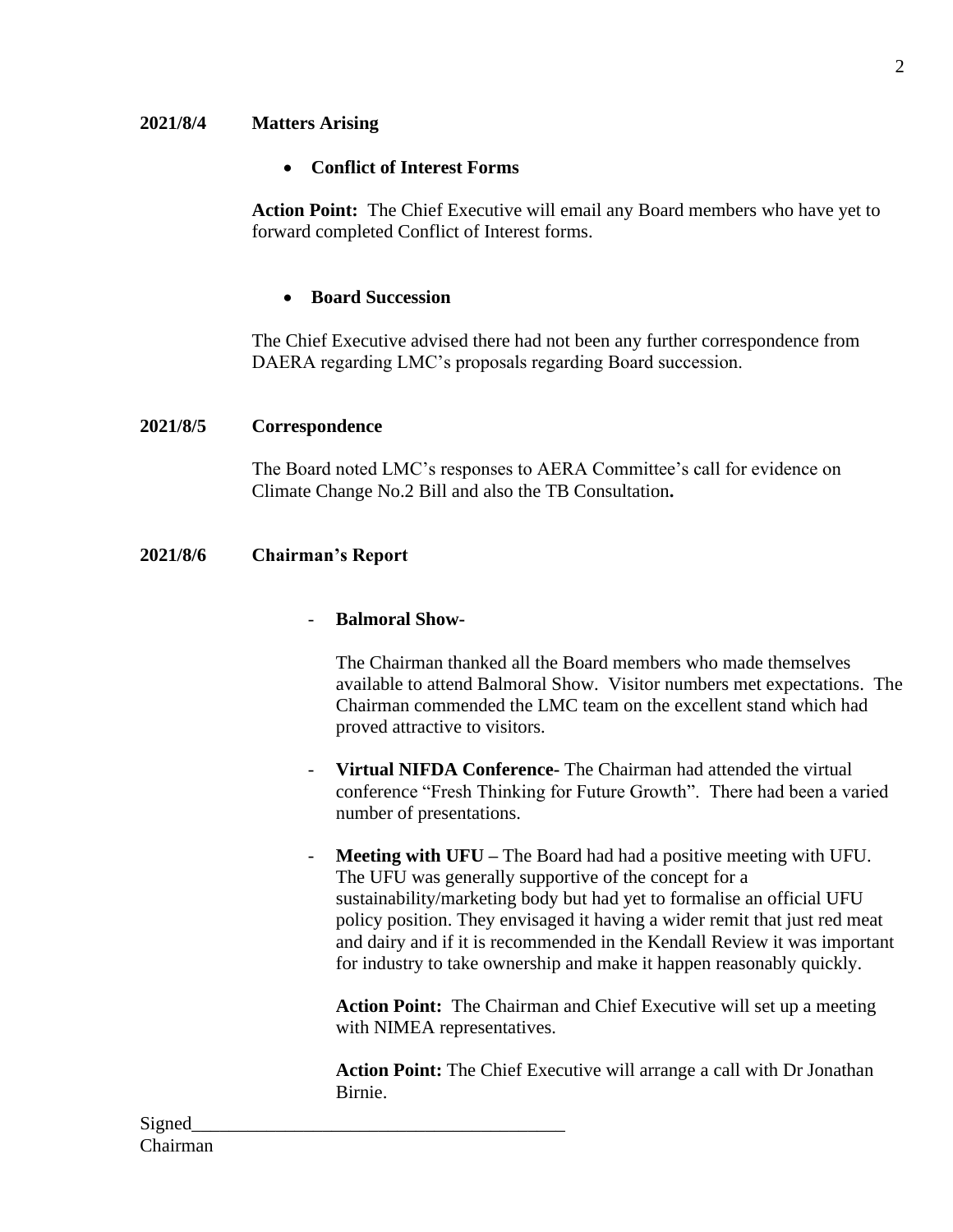**2021/8/4 Matters Arising**

- **Conflict of Interest Forms**

**Action Point:** The Chief Executive will email any Board members who have yet to forward completed Conflict of Interest forms.

- **Board Succession**

The Chief Executive advised there had not been any further correspondence from DAERA regarding LMC's proposals regarding Board succession.

**2021/8/5 Correspondence**

The Board noted LMC's responses to AERA Committee's call for evidence on Climate Change No.2 Bill and also the TB Consultation**.**

**2021/8/6 Chairman's Report**

- **Balmoral Show-**

  The Chairman thanked all the Board members who made themselves available to attend Balmoral Show. Visitor numbers met expectations. The Chairman commended the LMC team on the excellent stand which had proved attractive to visitors.

- **Virtual NIFDA Conference-** The Chairman had attended the virtual conference "Fresh Thinking for Future Growth". There had been a varied number of presentations.

- **Meeting with UFU –** The Board had had a positive meeting with UFU. The UFU was generally supportive of the concept for a sustainability/marketing body but had yet to formalise an official UFU policy position. They envisaged it having a wider remit that just red meat and dairy and if it is recommended in the Kendall Review it was important for industry to take ownership and make it happen reasonably quickly.

  **Action Point:** The Chairman and Chief Executive will set up a meeting with NIMEA representatives.

  **Action Point:** The Chief Executive will arrange a call with Dr Jonathan Birnie.

Signed_______________________________________
Chairman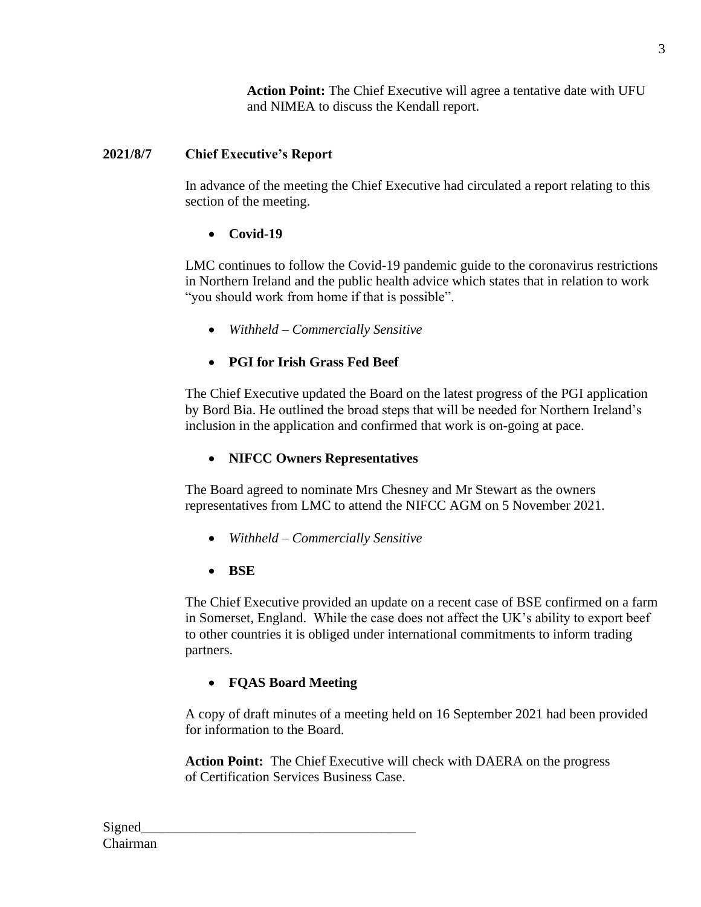**Action Point:** The Chief Executive will agree a tentative date with UFU and NIMEA to discuss the Kendall report.

**2021/8/7 Chief Executive's Report**

In advance of the meeting the Chief Executive had circulated a report relating to this section of the meeting.

- **Covid-19**

LMC continues to follow the Covid-19 pandemic guide to the coronavirus restrictions in Northern Ireland and the public health advice which states that in relation to work "you should work from home if that is possible".

- *Withheld – Commercially Sensitive*

- **PGI for Irish Grass Fed Beef**

The Chief Executive updated the Board on the latest progress of the PGI application by Bord Bia. He outlined the broad steps that will be needed for Northern Ireland's inclusion in the application and confirmed that work is on-going at pace.

- **NIFCC Owners Representatives**

The Board agreed to nominate Mrs Chesney and Mr Stewart as the owners representatives from LMC to attend the NIFCC AGM on 5 November 2021.

- *Withheld – Commercially Sensitive*

- **BSE**

The Chief Executive provided an update on a recent case of BSE confirmed on a farm in Somerset, England. While the case does not affect the UK's ability to export beef to other countries it is obliged under international commitments to inform trading partners.

- **FQAS Board Meeting**

A copy of draft minutes of a meeting held on 16 September 2021 had been provided for information to the Board.

**Action Point:** The Chief Executive will check with DAERA on the progress of Certification Services Business Case.

Signed________________________________________
Chairman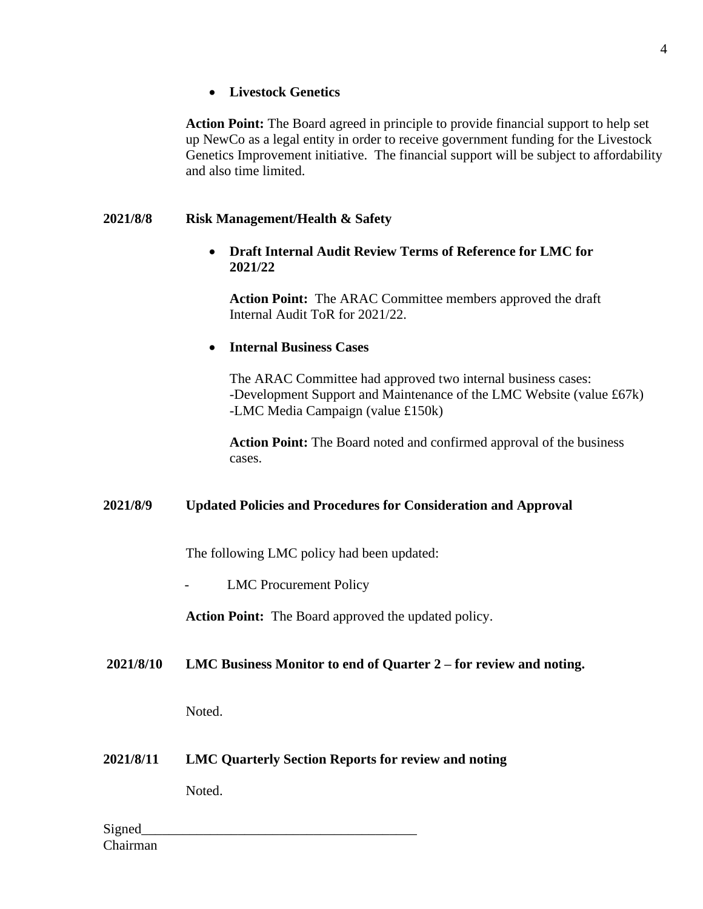- **Livestock Genetics**

**Action Point:** The Board agreed in principle to provide financial support to help set up NewCo as a legal entity in order to receive government funding for the Livestock Genetics Improvement initiative. The financial support will be subject to affordability and also time limited.

**2021/8/8 Risk Management/Health & Safety**

- **Draft Internal Audit Review Terms of Reference for LMC for 2021/22**

  **Action Point:** The ARAC Committee members approved the draft Internal Audit ToR for 2021/22.

- **Internal Business Cases**

  The ARAC Committee had approved two internal business cases:
  -Development Support and Maintenance of the LMC Website (value £67k)
  -LMC Media Campaign (value £150k)

  **Action Point:** The Board noted and confirmed approval of the business cases.

**2021/8/9 Updated Policies and Procedures for Consideration and Approval**

The following LMC policy had been updated:

- LMC Procurement Policy

**Action Point:** The Board approved the updated policy.

**2021/8/10 LMC Business Monitor to end of Quarter 2 – for review and noting.**

Noted.

**2021/8/11 LMC Quarterly Section Reports for review and noting**

Noted.

Signed_______________________________________
Chairman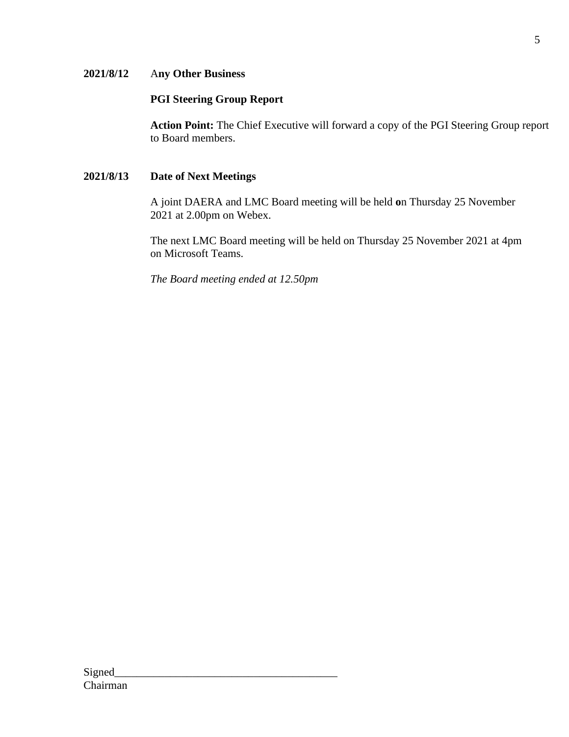**2021/8/12 Any Other Business**

**PGI Steering Group Report**

**Action Point:** The Chief Executive will forward a copy of the PGI Steering Group report to Board members.

**2021/8/13 Date of Next Meetings**

A joint DAERA and LMC Board meeting will be held on Thursday 25 November 2021 at 2.00pm on Webex.

The next LMC Board meeting will be held on Thursday 25 November 2021 at 4pm on Microsoft Teams.

*The Board meeting ended at 12.50pm*

Signed_______________________________________
Chairman